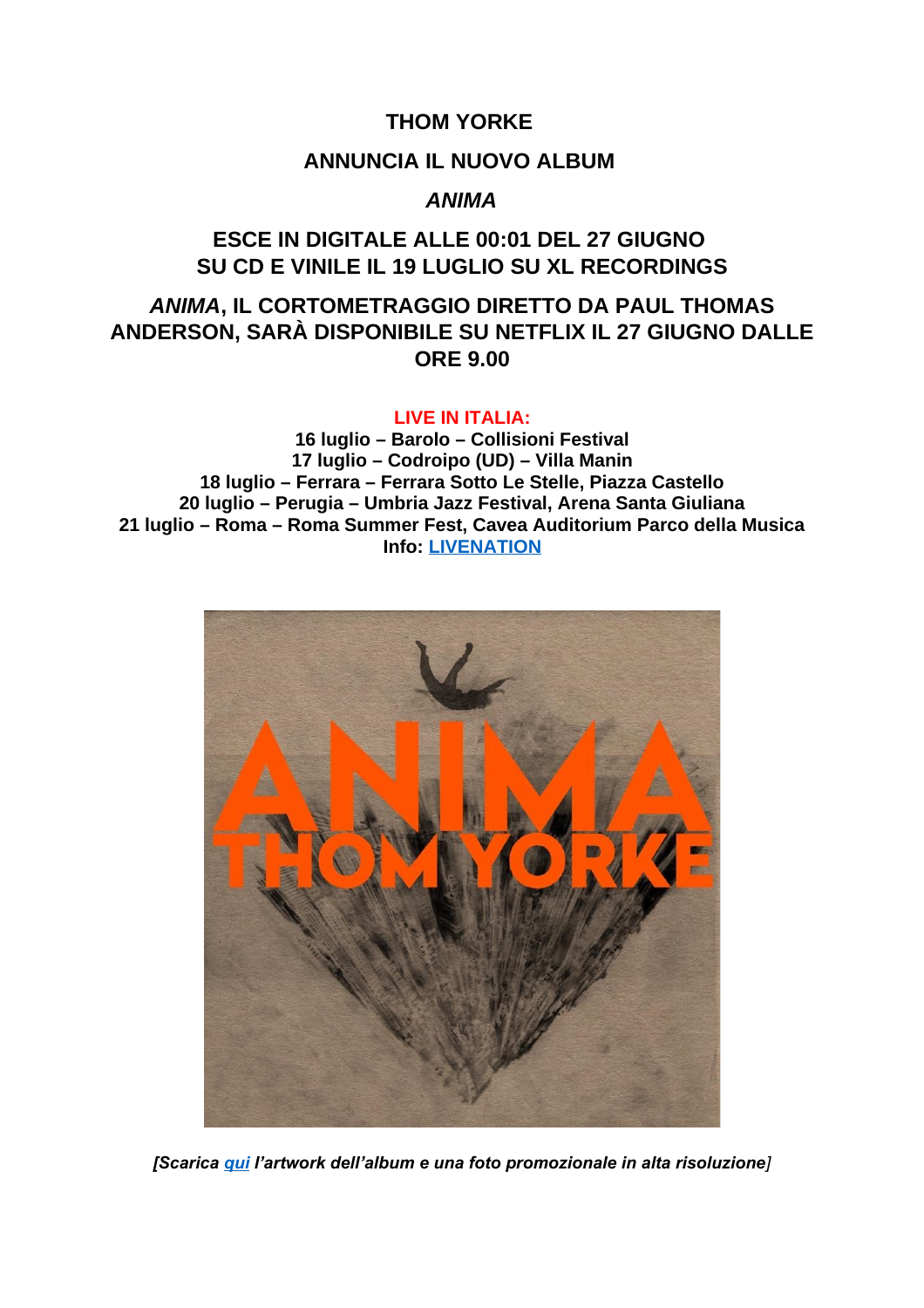# THOM YORKE

## ANNUNCIA IL NUOVO ALBUM

## *ANIMA*

## ESCE IN DIGITALE ALLE 00:01 DEL 27 GIUGNO SU CD E VINILE IL 19 LUGLIO SU XL RECORDINGS

## *ANIMA*, IL CORTOMETRAGGIO DIRETTO DA PAUL THOMAS ANDERSON, SARÀ DISPONIBILE SU NETFLIX IL 27 GIUGNO DALLE ORE 9.00

**LIVE IN ITALIA:**

**16 luglio – Barolo – Collisioni Festival**
**17 luglio – Codroipo (UD) – Villa Manin**
**18 luglio – Ferrara – Ferrara Sotto Le Stelle, Piazza Castello**
**20 luglio – Perugia – Umbria Jazz Festival, Arena Santa Giuliana**
**21 luglio – Roma – Roma Summer Fest, Cavea Auditorium Parco della Musica**
**Info: LIVENATION**

*[Scarica qui l'artwork dell'album e una foto promozionale in alta risoluzione]*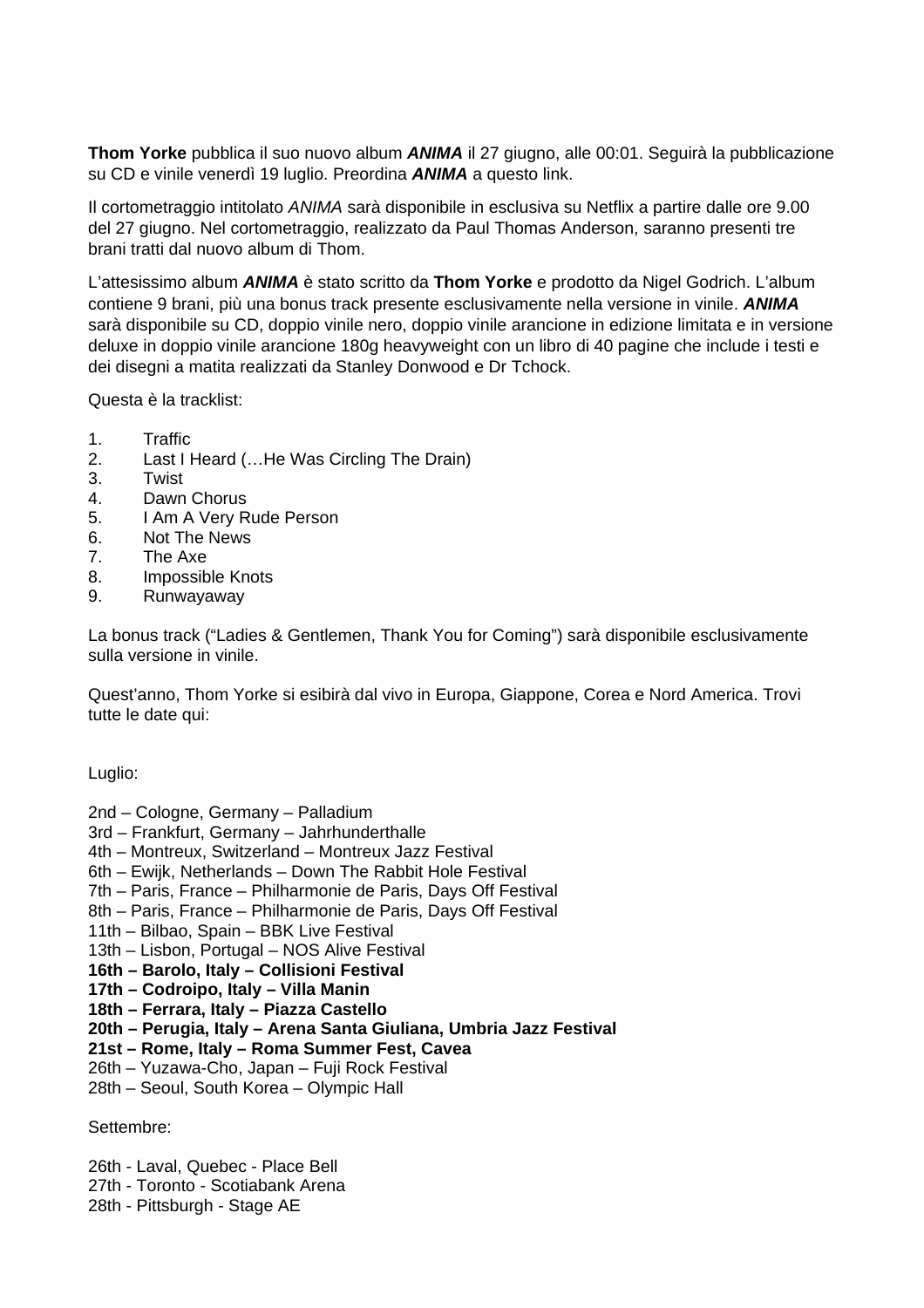**Thom Yorke** pubblica il suo nuovo album ***ANIMA*** il 27 giugno, alle 00:01. Seguirà la pubblicazione su CD e vinile venerdì 19 luglio. Preordina ***ANIMA*** a questo link.

Il cortometraggio intitolato *ANIMA* sarà disponibile in esclusiva su Netflix a partire dalle ore 9.00 del 27 giugno. Nel cortometraggio, realizzato da Paul Thomas Anderson, saranno presenti tre brani tratti dal nuovo album di Thom.

L'attesissimo album ***ANIMA*** è stato scritto da **Thom Yorke** e prodotto da Nigel Godrich. L'album contiene 9 brani, più una bonus track presente esclusivamente nella versione in vinile. ***ANIMA*** sarà disponibile su CD, doppio vinile nero, doppio vinile arancione in edizione limitata e in versione deluxe in doppio vinile arancione 180g heavyweight con un libro di 40 pagine che include i testi e dei disegni a matita realizzati da Stanley Donwood e Dr Tchock.

Questa è la tracklist:

1. Traffic
2. Last I Heard (…He Was Circling The Drain)
3. Twist
4. Dawn Chorus
5. I Am A Very Rude Person
6. Not The News
7. The Axe
8. Impossible Knots
9. Runwayaway

La bonus track ("Ladies & Gentlemen, Thank You for Coming") sarà disponibile esclusivamente sulla versione in vinile.

Quest'anno, Thom Yorke si esibirà dal vivo in Europa, Giappone, Corea e Nord America. Trovi tutte le date qui:

Luglio:

2nd – Cologne, Germany – Palladium
3rd – Frankfurt, Germany – Jahrhunderthalle
4th – Montreux, Switzerland – Montreux Jazz Festival
6th – Ewijk, Netherlands – Down The Rabbit Hole Festival
7th – Paris, France – Philharmonie de Paris, Days Off Festival
8th – Paris, France – Philharmonie de Paris, Days Off Festival
11th – Bilbao, Spain – BBK Live Festival
13th – Lisbon, Portugal – NOS Alive Festival
**16th – Barolo, Italy – Collisioni Festival**
**17th – Codroipo, Italy – Villa Manin**
**18th – Ferrara, Italy – Piazza Castello**
**20th – Perugia, Italy – Arena Santa Giuliana, Umbria Jazz Festival**
**21st – Rome, Italy – Roma Summer Fest, Cavea**
26th – Yuzawa-Cho, Japan – Fuji Rock Festival
28th – Seoul, South Korea – Olympic Hall

Settembre:

26th - Laval, Quebec - Place Bell
27th - Toronto - Scotiabank Arena
28th - Pittsburgh - Stage AE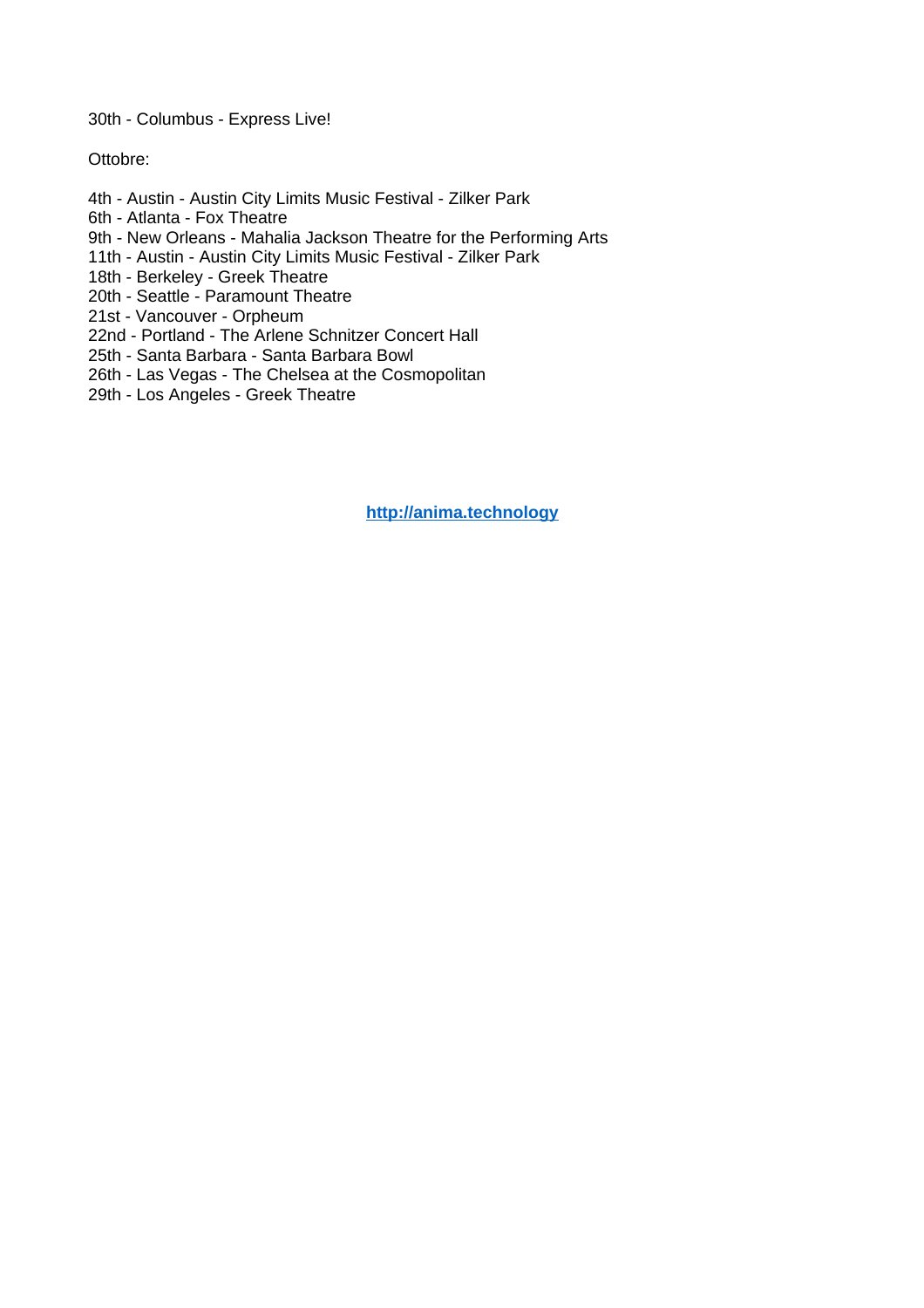30th - Columbus - Express Live!

Ottobre:

4th - Austin - Austin City Limits Music Festival - Zilker Park
6th - Atlanta - Fox Theatre
9th - New Orleans - Mahalia Jackson Theatre for the Performing Arts
11th - Austin - Austin City Limits Music Festival - Zilker Park
18th - Berkeley - Greek Theatre
20th - Seattle - Paramount Theatre
21st - Vancouver - Orpheum
22nd - Portland - The Arlene Schnitzer Concert Hall
25th - Santa Barbara - Santa Barbara Bowl
26th - Las Vegas - The Chelsea at the Cosmopolitan
29th - Los Angeles - Greek Theatre

**http://anima.technology**